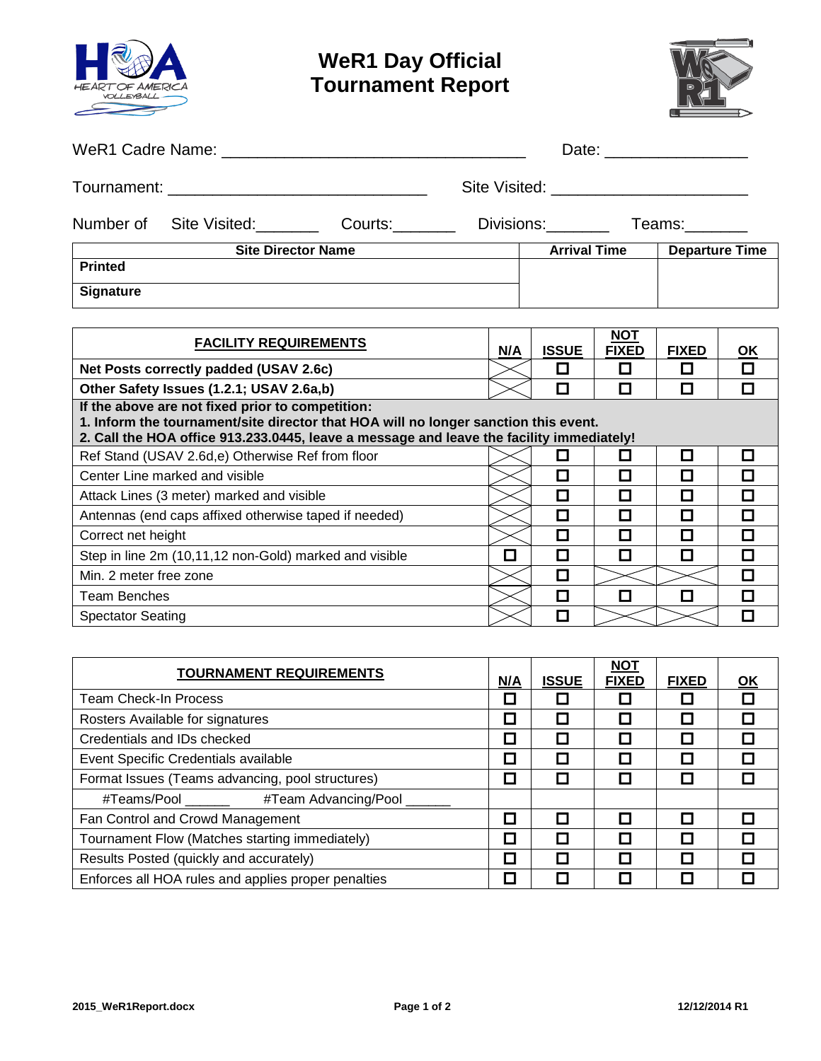# WeR1 Day Official Tournament Report

WeR1 Cadre Name: ________________________________ Date: _______________

Tournament: ___________________________ Site Visited: _____________________

Number of Site Visited:_______ Courts:_______ Divisions:_______ Teams:_______

| Site Director Name | Arrival Time | Departure Time |
|---|---|---|
| **Printed** | | |
| **Signature** | | |

| FACILITY REQUIREMENTS | N/A | ISSUE | NOT FIXED | FIXED | OK |
|---|---|---|---|---|---|
| **Net Posts correctly padded (USAV 2.6c)** | X | ☐ | ☐ | ☐ | ☐ |
| **Other Safety Issues (1.2.1; USAV 2.6a,b)** | X | ☐ | ☐ | ☐ | ☐ |
| **If the above are not fixed prior to competition: 1. Inform the tournament/site director that HOA will no longer sanction this event. 2. Call the HOA office 913.233.0445, leave a message and leave the facility immediately!** | | | | | |
| Ref Stand (USAV 2.6d,e) Otherwise Ref from floor | X | ☐ | ☐ | ☐ | ☐ |
| Center Line marked and visible | X | ☐ | ☐ | ☐ | ☐ |
| Attack Lines (3 meter) marked and visible | X | ☐ | ☐ | ☐ | ☐ |
| Antennas (end caps affixed otherwise taped if needed) | X | ☐ | ☐ | ☐ | ☐ |
| Correct net height | X | ☐ | ☐ | ☐ | ☐ |
| Step in line 2m (10,11,12 non-Gold) marked and visible | ☐ | ☐ | ☐ | ☐ | ☐ |
| Min. 2 meter free zone | X | ☐ | X | X | ☐ |
| Team Benches | X | ☐ | ☐ | ☐ | ☐ |
| Spectator Seating | X | ☐ | X | X | ☐ |

| TOURNAMENT REQUIREMENTS | N/A | ISSUE | NOT FIXED | FIXED | OK |
|---|---|---|---|---|---|
| Team Check-In Process | ☐ | ☐ | ☐ | ☐ | ☐ |
| Rosters Available for signatures | ☐ | ☐ | ☐ | ☐ | ☐ |
| Credentials and IDs checked | ☐ | ☐ | ☐ | ☐ | ☐ |
| Event Specific Credentials available | ☐ | ☐ | ☐ | ☐ | ☐ |
| Format Issues (Teams advancing, pool structures) | ☐ | ☐ | ☐ | ☐ | ☐ |
| #Teams/Pool ______ #Team Advancing/Pool ______ | | | | | |
| Fan Control and Crowd Management | ☐ | ☐ | ☐ | ☐ | ☐ |
| Tournament Flow (Matches starting immediately) | ☐ | ☐ | ☐ | ☐ | ☐ |
| Results Posted (quickly and accurately) | ☐ | ☐ | ☐ | ☐ | ☐ |
| Enforces all HOA rules and applies proper penalties | ☐ | ☐ | ☐ | ☐ | ☐ |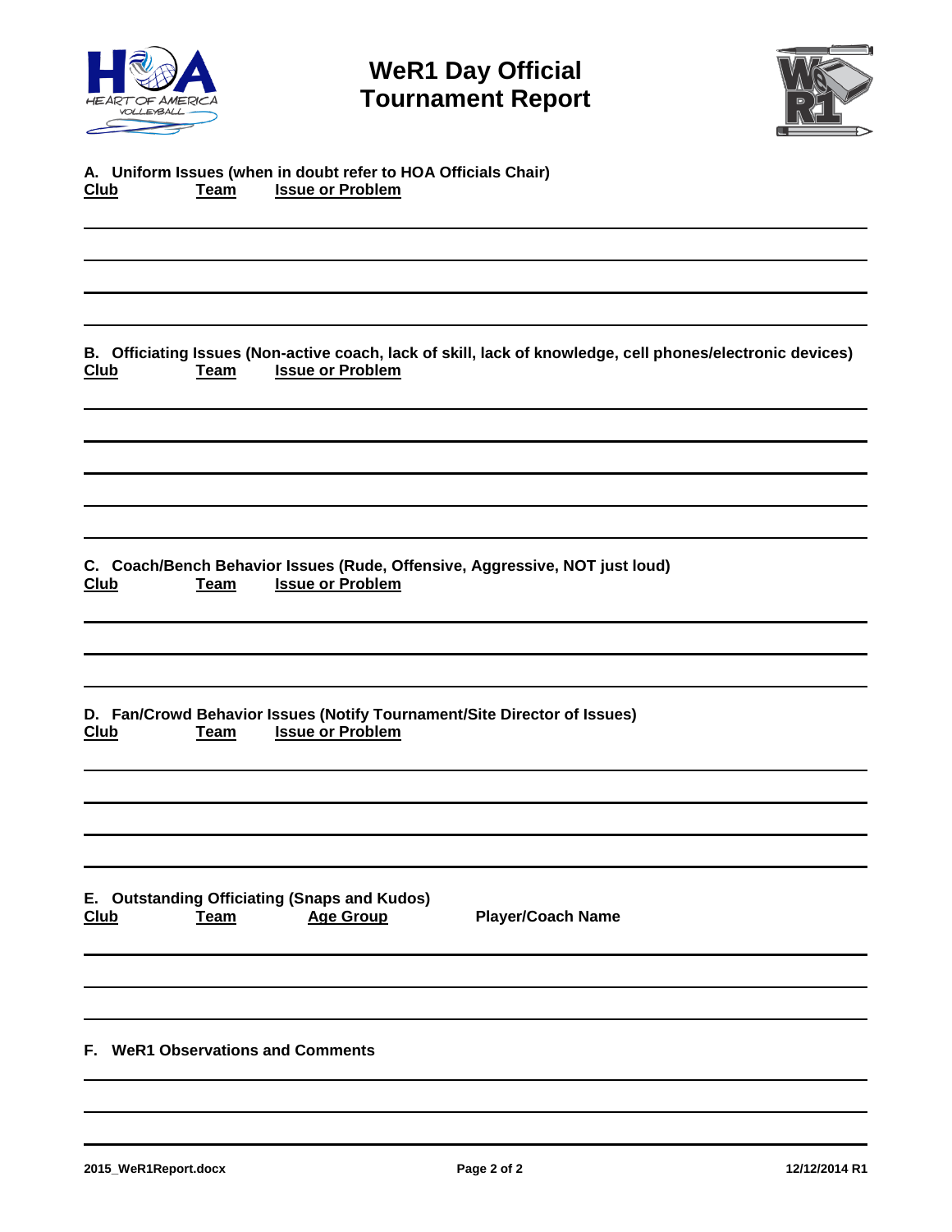# WeR1 Day Official Tournament Report

**A. Uniform Issues (when in doubt refer to HOA Officials Chair)**

| Club | Team | Issue or Problem |
|---|---|---|
| | | |
| | | |
| | | |
| | | |

**B. Officiating Issues (Non-active coach, lack of skill, lack of knowledge, cell phones/electronic devices)**

| Club | Team | Issue or Problem |
|---|---|---|
| | | |
| | | |
| | | |
| | | |
| | | |

**C. Coach/Bench Behavior Issues (Rude, Offensive, Aggressive, NOT just loud)**

| Club | Team | Issue or Problem |
|---|---|---|
| | | |
| | | |
| | | |

**D. Fan/Crowd Behavior Issues (Notify Tournament/Site Director of Issues)**

| Club | Team | Issue or Problem |
|---|---|---|
| | | |
| | | |
| | | |
| | | |

**E. Outstanding Officiating (Snaps and Kudos)**

| Club | Team | Age Group | Player/Coach Name |
|---|---|---|---|
| | | | |
| | | | |
| | | | |

**F. WeR1 Observations and Comments**

______________________________________________

______________________________________________

______________________________________________

2015_WeR1Report.docx 12/12/2014 R1